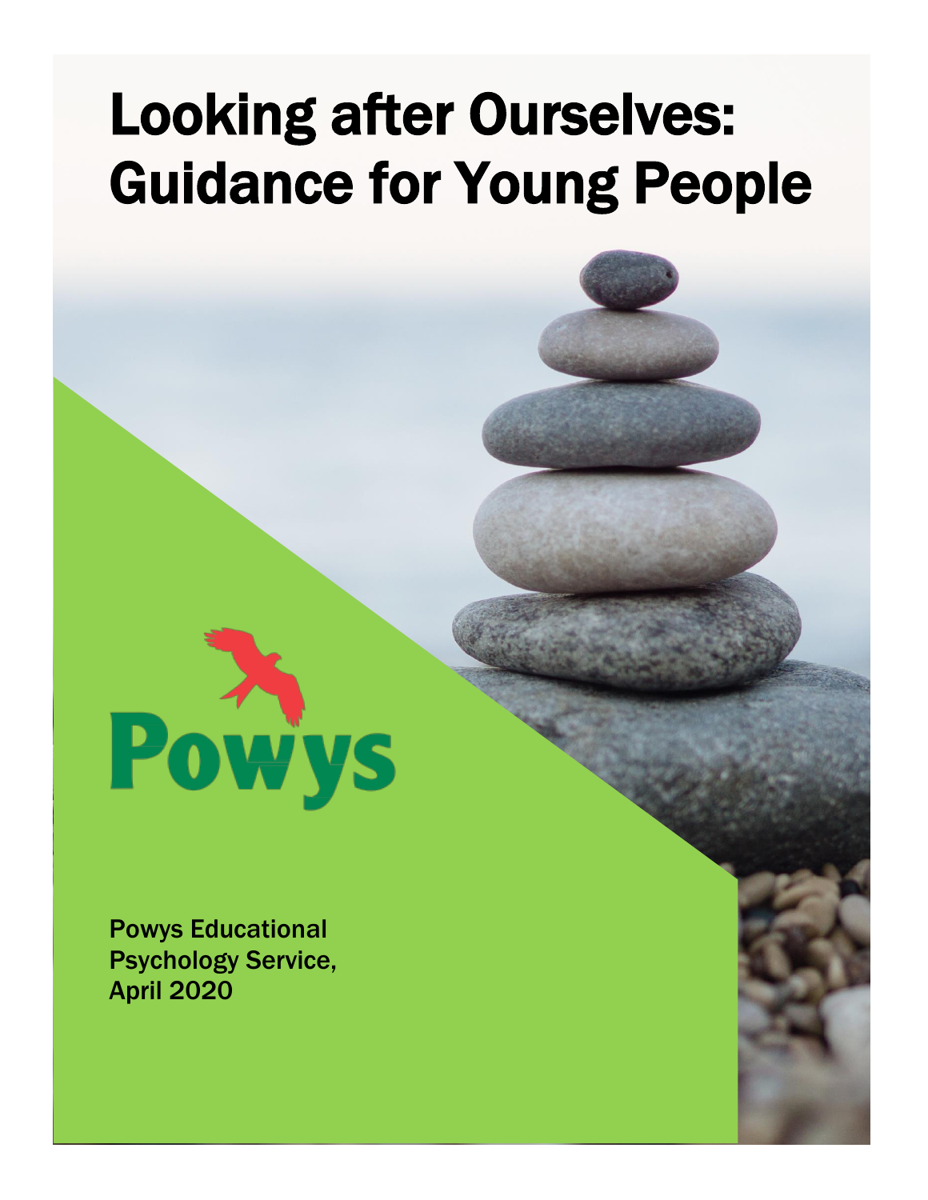# Looking after Ourselves: Guidance for Young People

Powys

Powys Educational Psychology Service, April 2020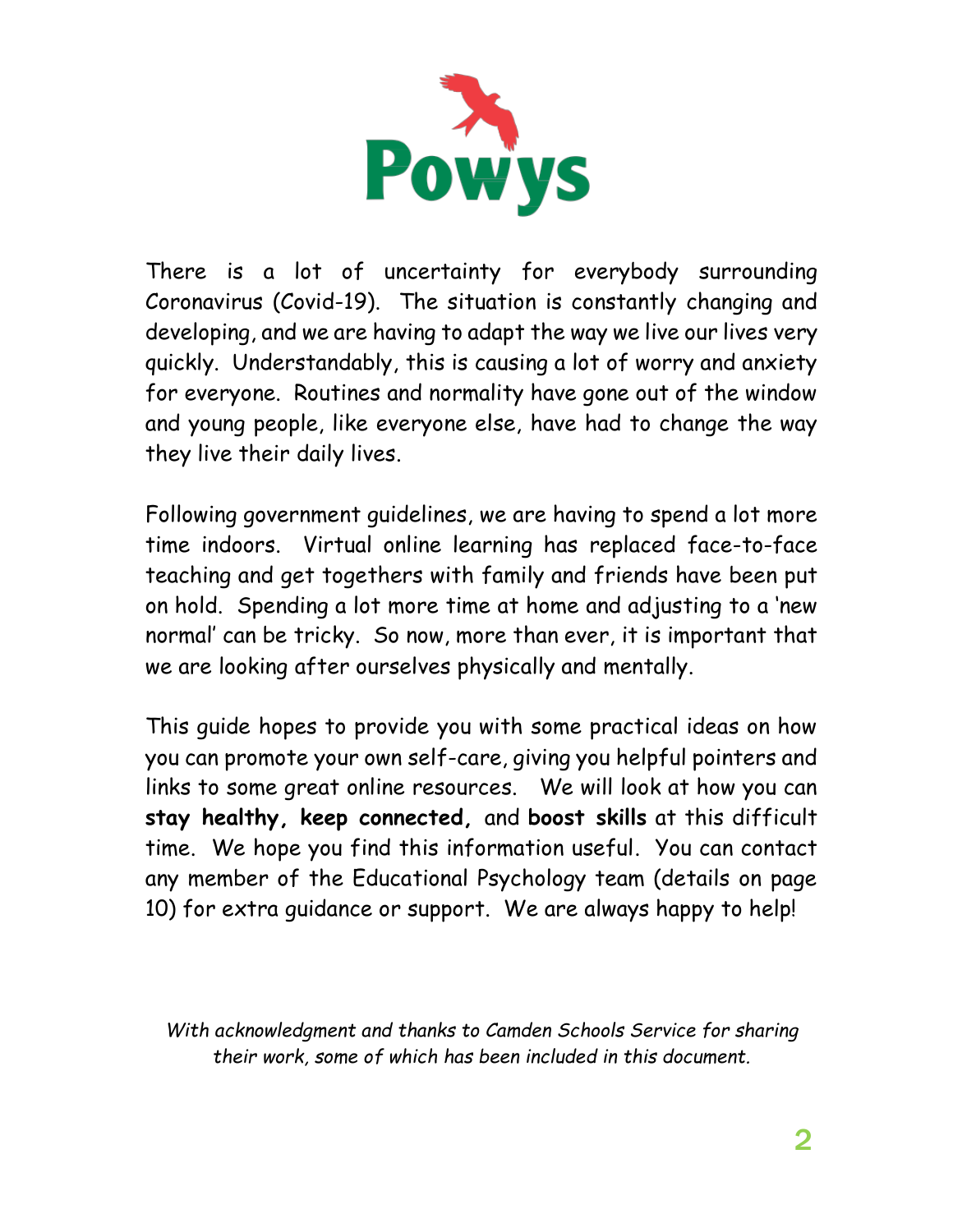There is a lot of uncertainty for everybody surrounding Coronavirus (Covid-19). The situation is constantly changing and developing, and we are having to adapt the way we live our lives very quickly. Understandably, this is causing a lot of worry and anxiety for everyone. Routines and normality have gone out of the window and young people, like everyone else, have had to change the way they live their daily lives.

Following government guidelines, we are having to spend a lot more time indoors. Virtual online learning has replaced face-to-face teaching and get togethers with family and friends have been put on hold. Spending a lot more time at home and adjusting to a 'new normal' can be tricky. So now, more than ever, it is important that we are looking after ourselves physically and mentally.

This guide hopes to provide you with some practical ideas on how you can promote your own self-care, giving you helpful pointers and links to some great online resources. We will look at how you can **stay healthy, keep connected,** and **boost skills** at this difficult time. We hope you find this information useful. You can contact any member of the Educational Psychology team (details on page 10) for extra guidance or support. We are always happy to help!

*With acknowledgment and thanks to Camden Schools Service for sharing their work, some of which has been included in this document.*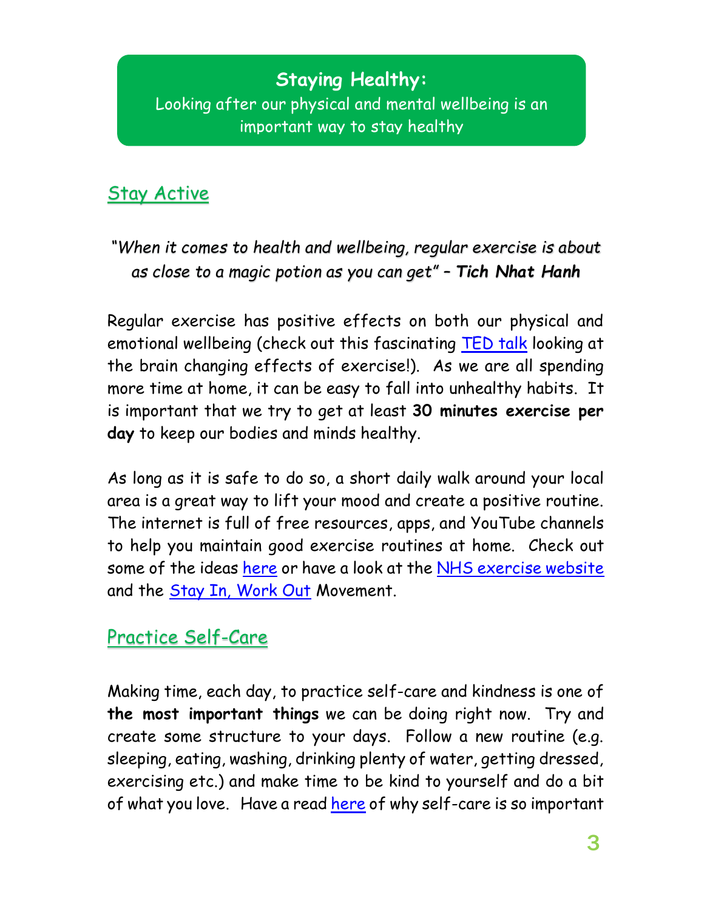## Staying Healthy:

Looking after our physical and mental wellbeing is an important way to stay healthy

### Stay Active

"*When it comes to health and wellbeing, regular exercise is about as close to a magic potion as you can get*" – ***Tich Nhat Hanh***

Regular exercise has positive effects on both our physical and emotional wellbeing (check out this fascinating TED talk looking at the brain changing effects of exercise!). As we are all spending more time at home, it can be easy to fall into unhealthy habits. It is important that we try to get at least **30 minutes exercise per day** to keep our bodies and minds healthy.

As long as it is safe to do so, a short daily walk around your local area is a great way to lift your mood and create a positive routine. The internet is full of free resources, apps, and YouTube channels to help you maintain good exercise routines at home. Check out some of the ideas here or have a look at the NHS exercise website and the Stay In, Work Out Movement.

### Practice Self-Care

Making time, each day, to practice self-care and kindness is one of **the most important things** we can be doing right now. Try and create some structure to your days. Follow a new routine (e.g. sleeping, eating, washing, drinking plenty of water, getting dressed, exercising etc.) and make time to be kind to yourself and do a bit of what you love. Have a read here of why self-care is so important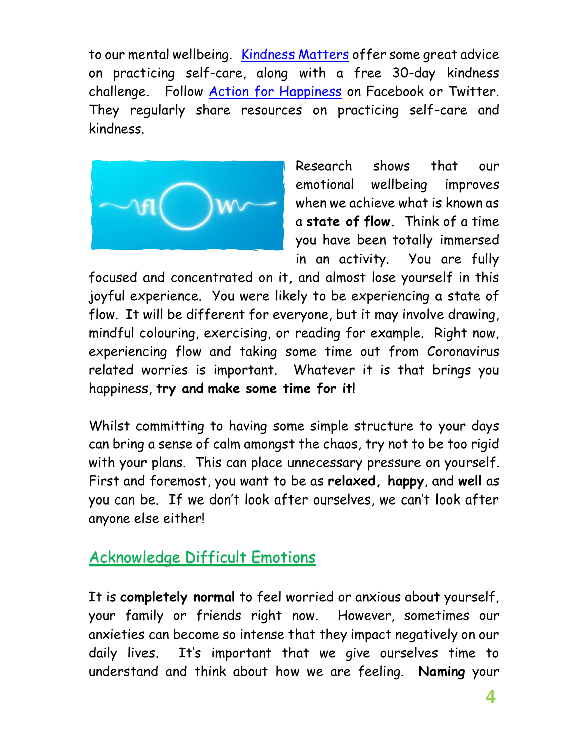to our mental wellbeing. Kindness Matters offer some great advice on practicing self-care, along with a free 30-day kindness challenge. Follow Action for Happiness on Facebook or Twitter. They regularly share resources on practicing self-care and kindness.

Research shows that our emotional wellbeing improves when we achieve what is known as a **state of flow.** Think of a time you have been totally immersed in an activity. You are fully focused and concentrated on it, and almost lose yourself in this joyful experience. You were likely to be experiencing a state of flow. It will be different for everyone, but it may involve drawing, mindful colouring, exercising, or reading for example. Right now, experiencing flow and taking some time out from Coronavirus related worries is important. Whatever it is that brings you happiness, **try and make some time for it!**

Whilst committing to having some simple structure to your days can bring a sense of calm amongst the chaos, try not to be too rigid with your plans. This can place unnecessary pressure on yourself. First and foremost, you want to be as **relaxed, happy**, and **well** as you can be. If we don't look after ourselves, we can't look after anyone else either!

## Acknowledge Difficult Emotions

It is **completely normal** to feel worried or anxious about yourself, your family or friends right now. However, sometimes our anxieties can become so intense that they impact negatively on our daily lives. It's important that we give ourselves time to understand and think about how we are feeling. **Naming** your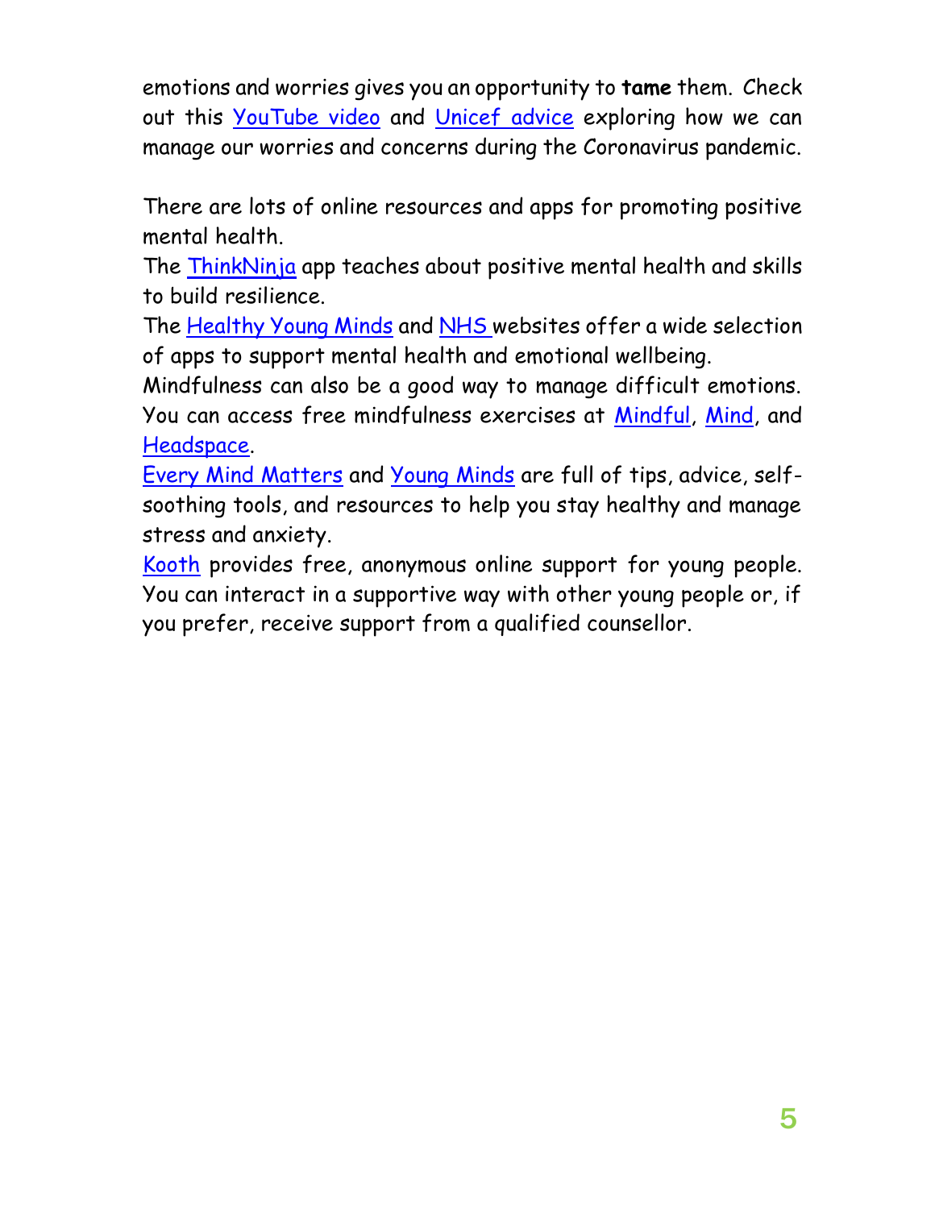emotions and worries gives you an opportunity to **tame** them. Check out this YouTube video and Unicef advice exploring how we can manage our worries and concerns during the Coronavirus pandemic.

There are lots of online resources and apps for promoting positive mental health.

The ThinkNinja app teaches about positive mental health and skills to build resilience.

The Healthy Young Minds and NHS websites offer a wide selection of apps to support mental health and emotional wellbeing.

Mindfulness can also be a good way to manage difficult emotions. You can access free mindfulness exercises at Mindful, Mind, and Headspace.

Every Mind Matters and Young Minds are full of tips, advice, self-soothing tools, and resources to help you stay healthy and manage stress and anxiety.

Kooth provides free, anonymous online support for young people. You can interact in a supportive way with other young people or, if you prefer, receive support from a qualified counsellor.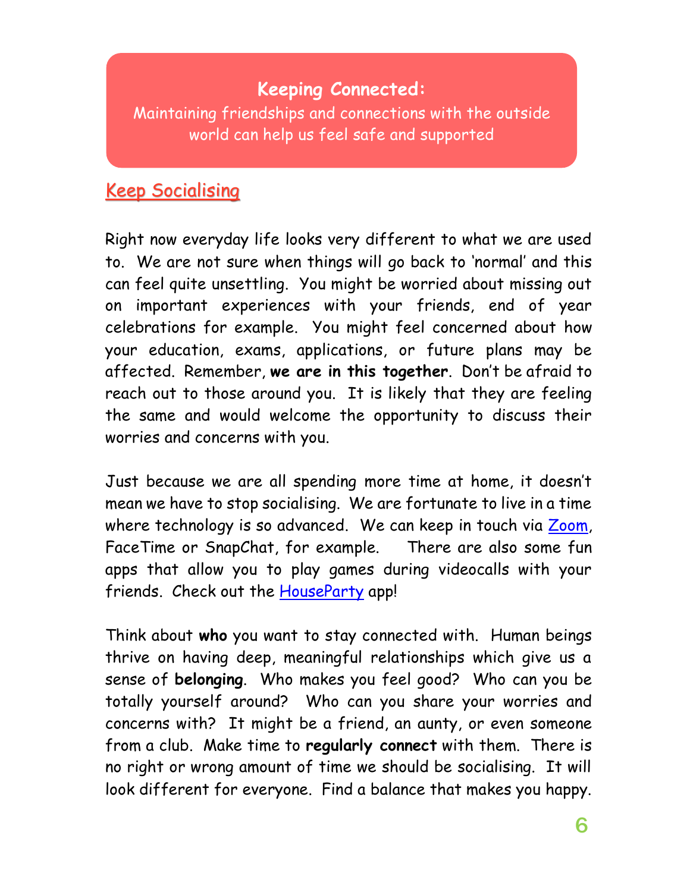## Keeping Connected:

Maintaining friendships and connections with the outside world can help us feel safe and supported

### Keep Socialising

Right now everyday life looks very different to what we are used to. We are not sure when things will go back to 'normal' and this can feel quite unsettling. You might be worried about missing out on important experiences with your friends, end of year celebrations for example. You might feel concerned about how your education, exams, applications, or future plans may be affected. Remember, **we are in this together**. Don't be afraid to reach out to those around you. It is likely that they are feeling the same and would welcome the opportunity to discuss their worries and concerns with you.

Just because we are all spending more time at home, it doesn't mean we have to stop socialising. We are fortunate to live in a time where technology is so advanced. We can keep in touch via Zoom, FaceTime or SnapChat, for example. There are also some fun apps that allow you to play games during videocalls with your friends. Check out the HouseParty app!

Think about **who** you want to stay connected with. Human beings thrive on having deep, meaningful relationships which give us a sense of **belonging**. Who makes you feel good? Who can you be totally yourself around? Who can you share your worries and concerns with? It might be a friend, an aunty, or even someone from a club. Make time to **regularly connect** with them. There is no right or wrong amount of time we should be socialising. It will look different for everyone. Find a balance that makes you happy.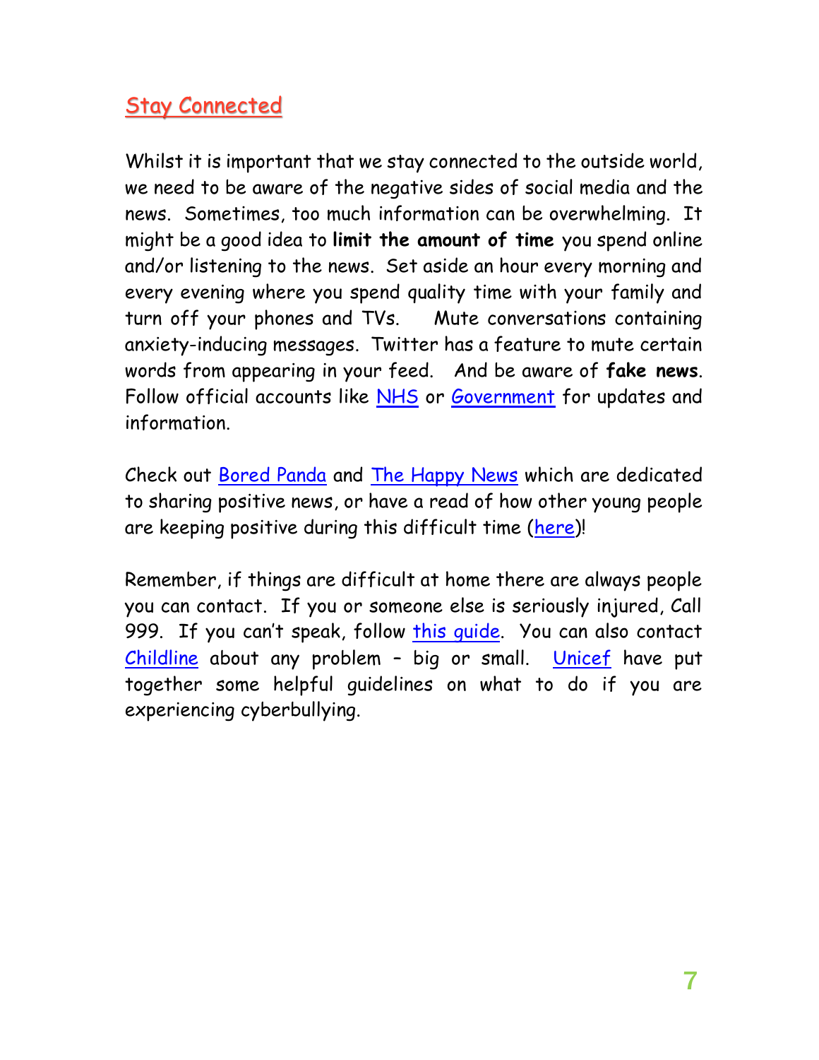## Stay Connected

Whilst it is important that we stay connected to the outside world, we need to be aware of the negative sides of social media and the news. Sometimes, too much information can be overwhelming. It might be a good idea to **limit the amount of time** you spend online and/or listening to the news. Set aside an hour every morning and every evening where you spend quality time with your family and turn off your phones and TVs. Mute conversations containing anxiety-inducing messages. Twitter has a feature to mute certain words from appearing in your feed. And be aware of **fake news**. Follow official accounts like NHS or Government for updates and information.

Check out Bored Panda and The Happy News which are dedicated to sharing positive news, or have a read of how other young people are keeping positive during this difficult time (here)!

Remember, if things are difficult at home there are always people you can contact. If you or someone else is seriously injured, Call 999. If you can't speak, follow this guide. You can also contact Childline about any problem – big or small. Unicef have put together some helpful guidelines on what to do if you are experiencing cyberbullying.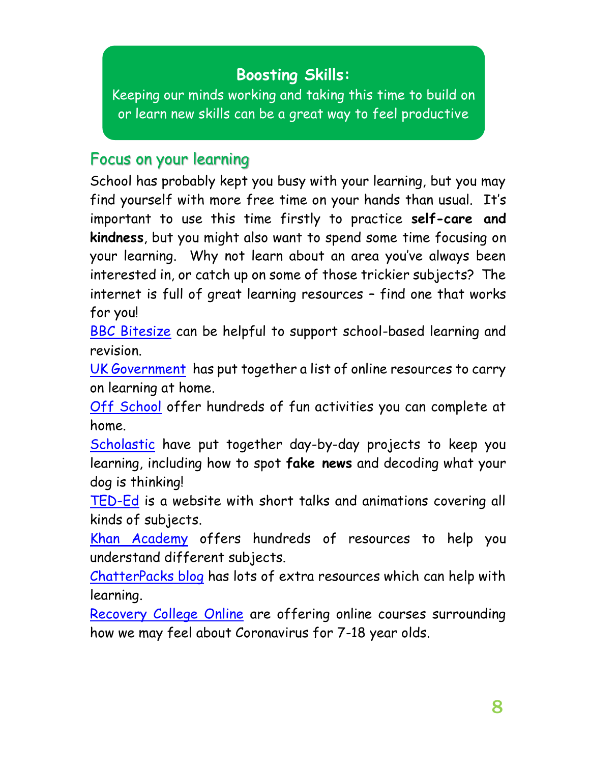## Boosting Skills:

Keeping our minds working and taking this time to build on or learn new skills can be a great way to feel productive

### Focus on your learning

School has probably kept you busy with your learning, but you may find yourself with more free time on your hands than usual. It's important to use this time firstly to practice **self-care and kindness**, but you might also want to spend some time focusing on your learning. Why not learn about an area you've always been interested in, or catch up on some of those trickier subjects? The internet is full of great learning resources – find one that works for you!

BBC Bitesize can be helpful to support school-based learning and revision.

UK Government has put together a list of online resources to carry on learning at home.

Off School offer hundreds of fun activities you can complete at home.

Scholastic have put together day-by-day projects to keep you learning, including how to spot **fake news** and decoding what your dog is thinking!

TED-Ed is a website with short talks and animations covering all kinds of subjects.

Khan Academy offers hundreds of resources to help you understand different subjects.

ChatterPacks blog has lots of extra resources which can help with learning.

Recovery College Online are offering online courses surrounding how we may feel about Coronavirus for 7-18 year olds.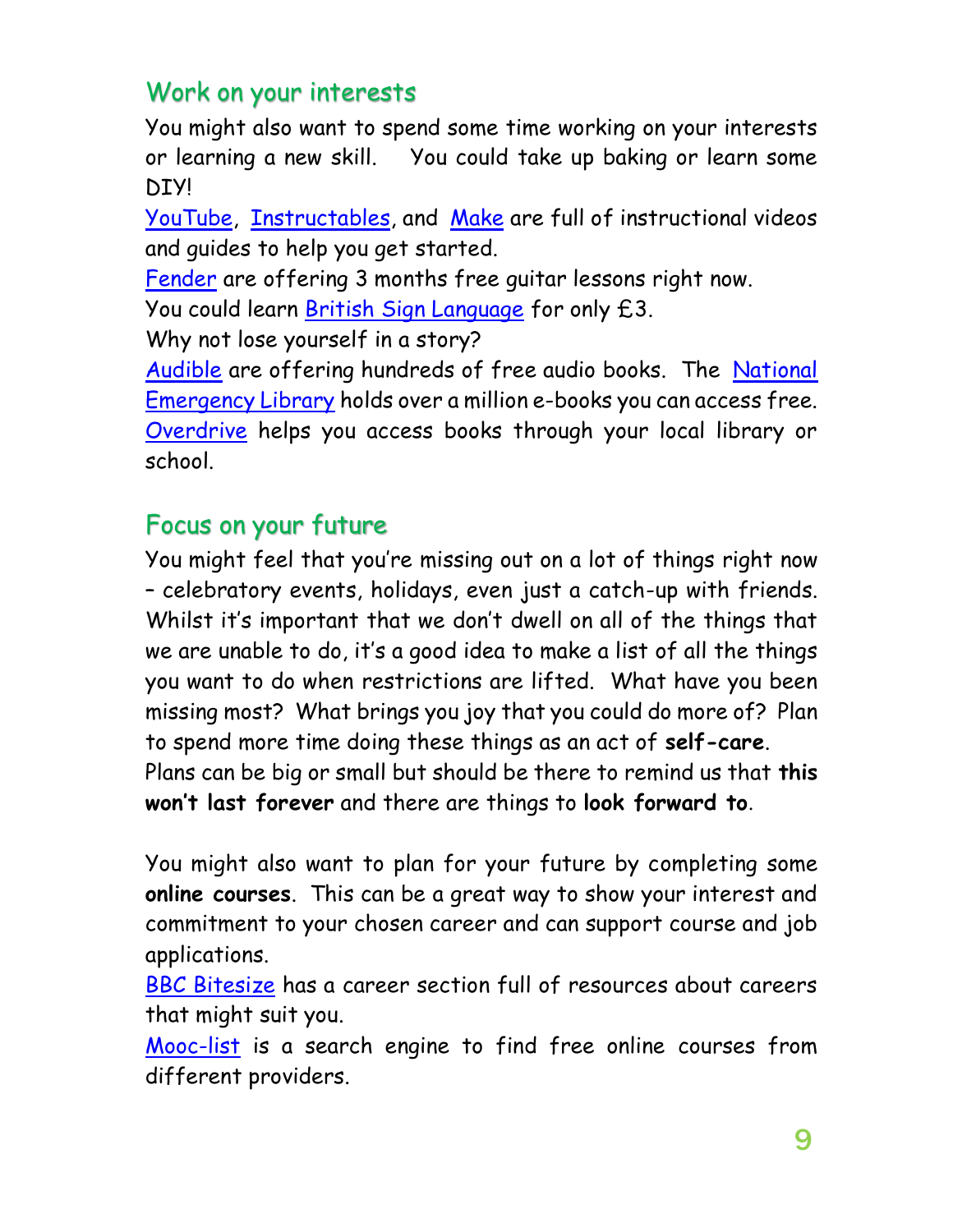## Work on your interests

You might also want to spend some time working on your interests or learning a new skill. You could take up baking or learn some DIY!

YouTube, Instructables, and Make are full of instructional videos and guides to help you get started.

Fender are offering 3 months free guitar lessons right now.

You could learn British Sign Language for only £3.

Why not lose yourself in a story?

Audible are offering hundreds of free audio books. The National Emergency Library holds over a million e-books you can access free.

Overdrive helps you access books through your local library or school.

## Focus on your future

You might feel that you're missing out on a lot of things right now – celebratory events, holidays, even just a catch-up with friends. Whilst it's important that we don't dwell on all of the things that we are unable to do, it's a good idea to make a list of all the things you want to do when restrictions are lifted. What have you been missing most? What brings you joy that you could do more of? Plan to spend more time doing these things as an act of **self-care**.

Plans can be big or small but should be there to remind us that **this won't last forever** and there are things to **look forward to**.

You might also want to plan for your future by completing some **online courses**. This can be a great way to show your interest and commitment to your chosen career and can support course and job applications.

BBC Bitesize has a career section full of resources about careers that might suit you.

Mooc-list is a search engine to find free online courses from different providers.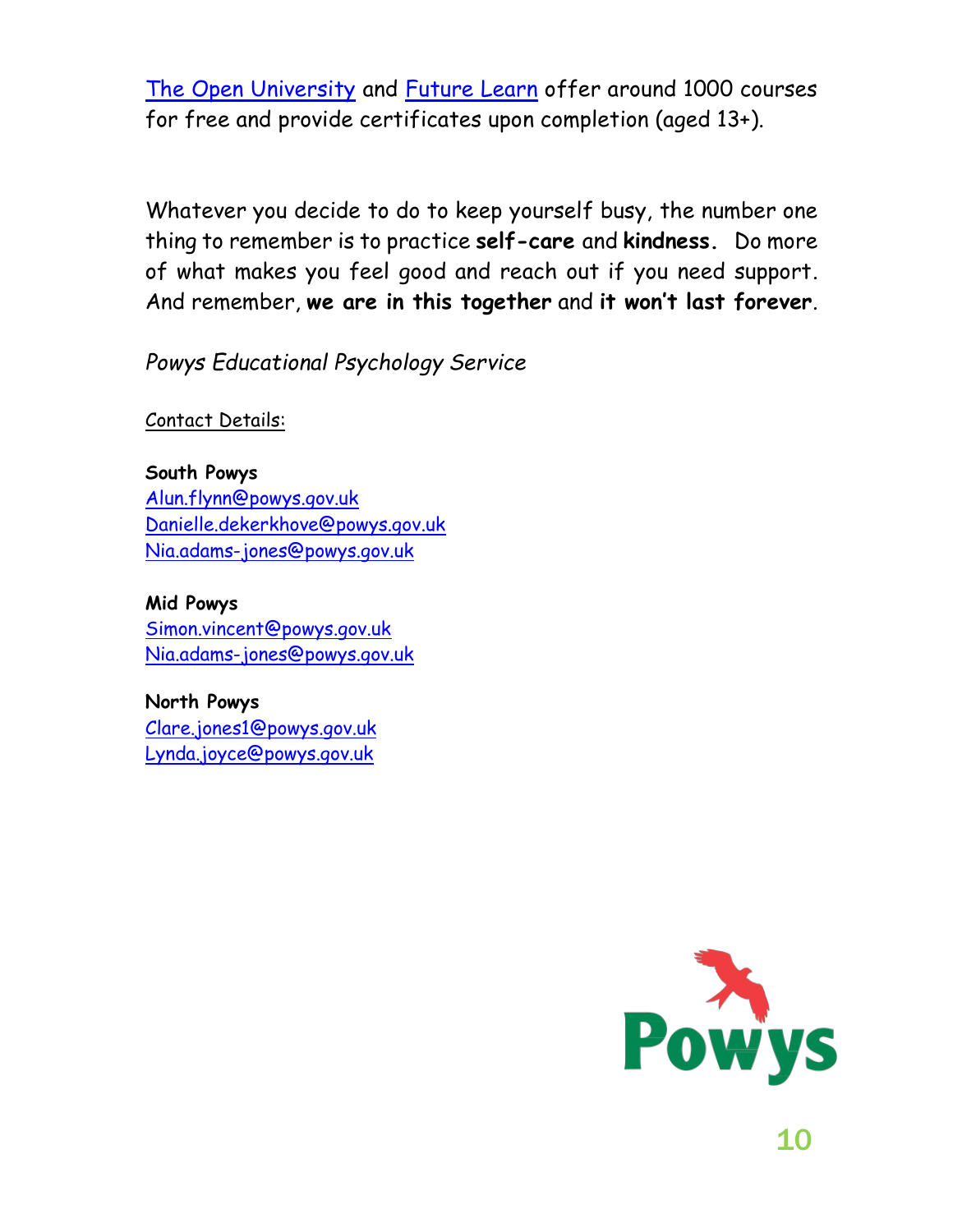The Open University and Future Learn offer around 1000 courses for free and provide certificates upon completion (aged 13+).

Whatever you decide to do to keep yourself busy, the number one thing to remember is to practice **self-care** and **kindness.** Do more of what makes you feel good and reach out if you need support. And remember, **we are in this together** and **it won't last forever**.

*Powys Educational Psychology Service*

Contact Details:

**South Powys**
Alun.flynn@powys.gov.uk
Danielle.dekerkhove@powys.gov.uk
Nia.adams-jones@powys.gov.uk

**Mid Powys**
Simon.vincent@powys.gov.uk
Nia.adams-jones@powys.gov.uk

**North Powys**
Clare.jones1@powys.gov.uk
Lynda.joyce@powys.gov.uk

Powys